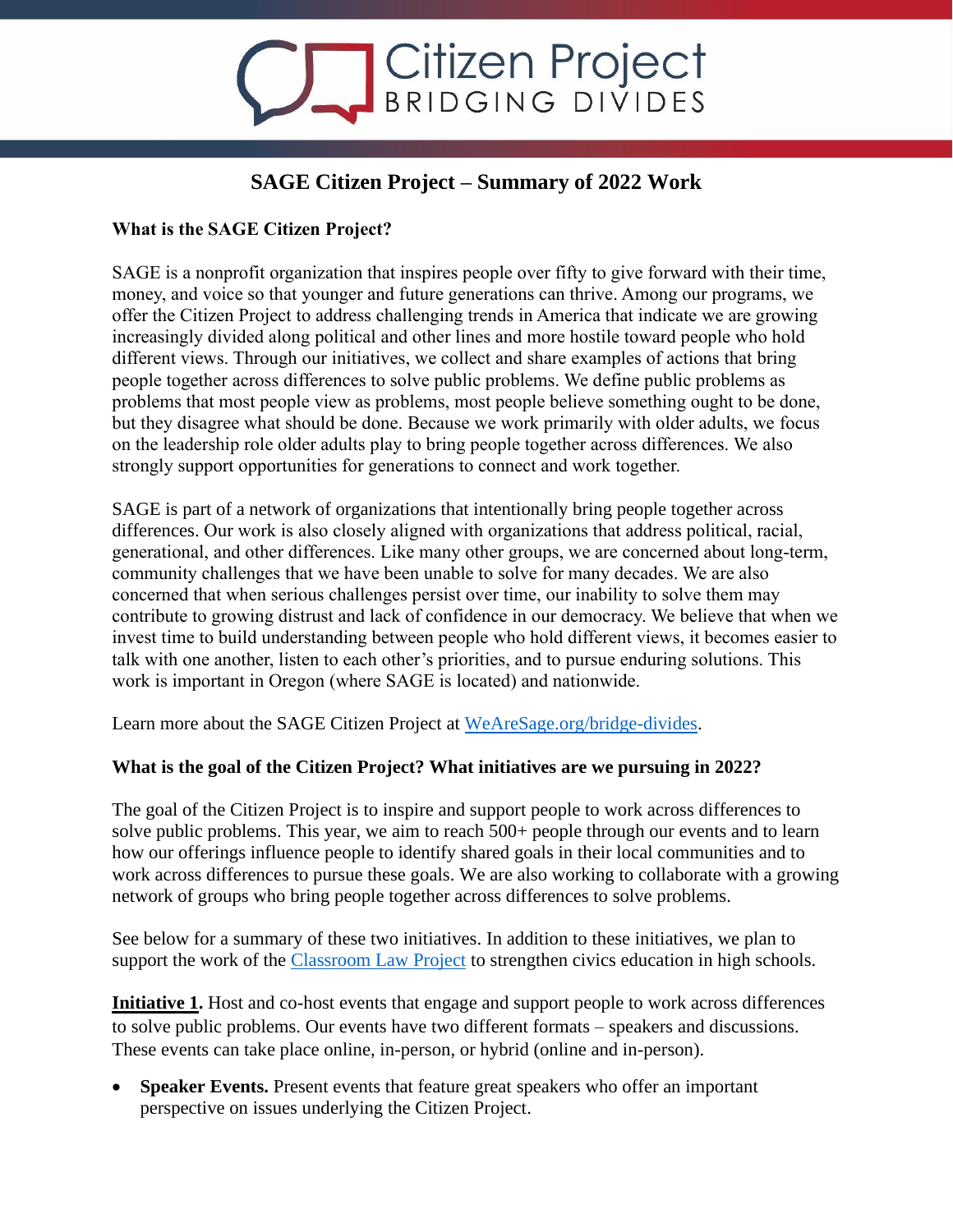Citizen Project
BRIDGING DIVIDES

# SAGE Citizen Project – Summary of 2022 Work

**What is the SAGE Citizen Project?**

SAGE is a nonprofit organization that inspires people over fifty to give forward with their time, money, and voice so that younger and future generations can thrive. Among our programs, we offer the Citizen Project to address challenging trends in America that indicate we are growing increasingly divided along political and other lines and more hostile toward people who hold different views. Through our initiatives, we collect and share examples of actions that bring people together across differences to solve public problems. We define public problems as problems that most people view as problems, most people believe something ought to be done, but they disagree what should be done. Because we work primarily with older adults, we focus on the leadership role older adults play to bring people together across differences. We also strongly support opportunities for generations to connect and work together.

SAGE is part of a network of organizations that intentionally bring people together across differences. Our work is also closely aligned with organizations that address political, racial, generational, and other differences. Like many other groups, we are concerned about long-term, community challenges that we have been unable to solve for many decades. We are also concerned that when serious challenges persist over time, our inability to solve them may contribute to growing distrust and lack of confidence in our democracy. We believe that when we invest time to build understanding between people who hold different views, it becomes easier to talk with one another, listen to each other's priorities, and to pursue enduring solutions. This work is important in Oregon (where SAGE is located) and nationwide.

Learn more about the SAGE Citizen Project at [WeAreSage.org/bridge-divides](WeAreSage.org/bridge-divides).

**What is the goal of the Citizen Project? What initiatives are we pursuing in 2022?**

The goal of the Citizen Project is to inspire and support people to work across differences to solve public problems. This year, we aim to reach 500+ people through our events and to learn how our offerings influence people to identify shared goals in their local communities and to work across differences to pursue these goals. We are also working to collaborate with a growing network of groups who bring people together across differences to solve problems.

See below for a summary of these two initiatives. In addition to these initiatives, we plan to support the work of the Classroom Law Project to strengthen civics education in high schools.

**Initiative 1.** Host and co-host events that engage and support people to work across differences to solve public problems. Our events have two different formats – speakers and discussions. These events can take place online, in-person, or hybrid (online and in-person).

- **Speaker Events.** Present events that feature great speakers who offer an important perspective on issues underlying the Citizen Project.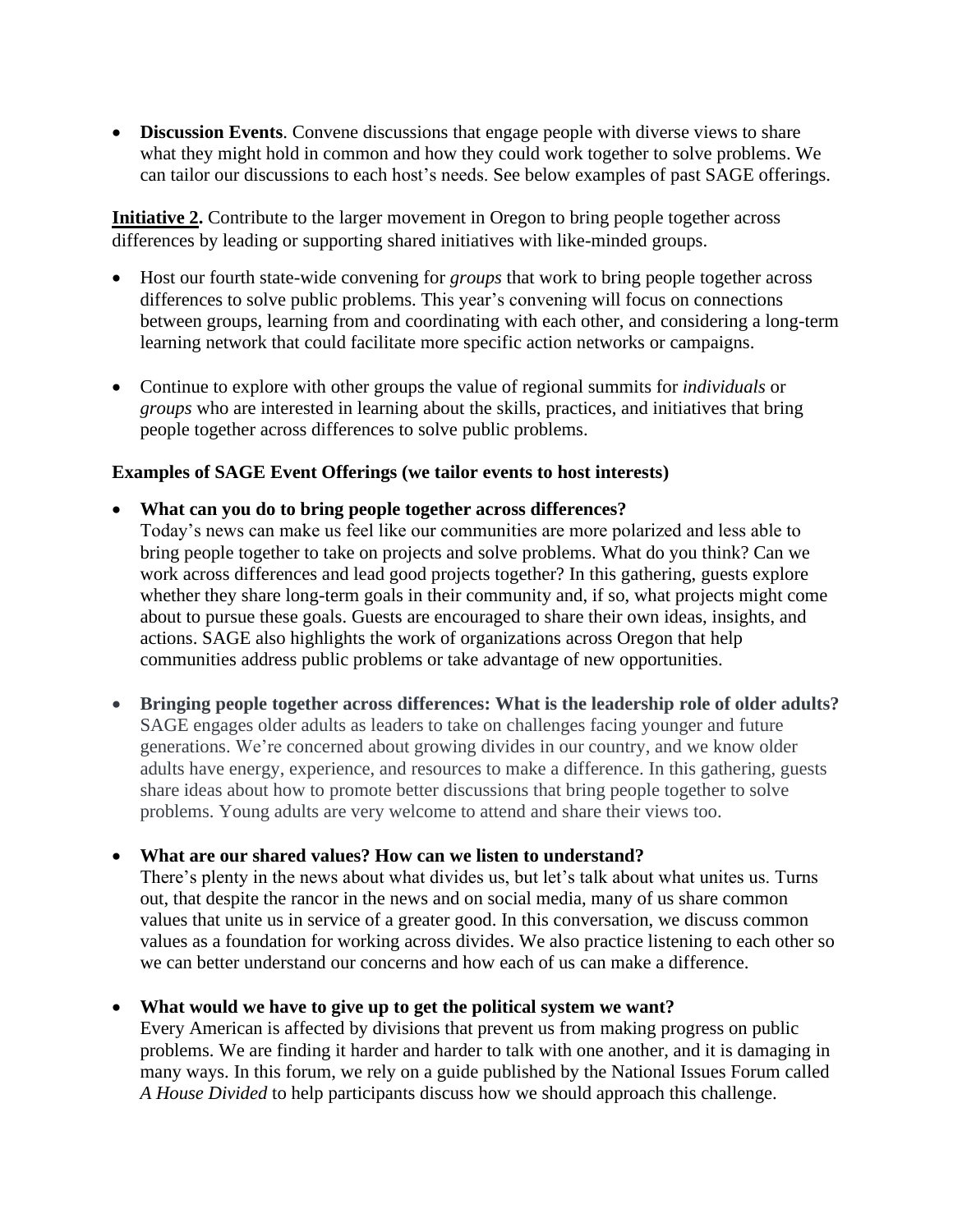- **Discussion Events**. Convene discussions that engage people with diverse views to share what they might hold in common and how they could work together to solve problems. We can tailor our discussions to each host's needs. See below examples of past SAGE offerings.

**Initiative 2.** Contribute to the larger movement in Oregon to bring people together across differences by leading or supporting shared initiatives with like-minded groups.

- Host our fourth state-wide convening for *groups* that work to bring people together across differences to solve public problems. This year's convening will focus on connections between groups, learning from and coordinating with each other, and considering a long-term learning network that could facilitate more specific action networks or campaigns.

- Continue to explore with other groups the value of regional summits for *individuals* or *groups* who are interested in learning about the skills, practices, and initiatives that bring people together across differences to solve public problems.

**Examples of SAGE Event Offerings (we tailor events to host interests)**

- **What can you do to bring people together across differences?**
  Today's news can make us feel like our communities are more polarized and less able to bring people together to take on projects and solve problems. What do you think? Can we work across differences and lead good projects together? In this gathering, guests explore whether they share long-term goals in their community and, if so, what projects might come about to pursue these goals. Guests are encouraged to share their own ideas, insights, and actions. SAGE also highlights the work of organizations across Oregon that help communities address public problems or take advantage of new opportunities.

- **Bringing people together across differences: What is the leadership role of older adults?**
  SAGE engages older adults as leaders to take on challenges facing younger and future generations. We're concerned about growing divides in our country, and we know older adults have energy, experience, and resources to make a difference. In this gathering, guests share ideas about how to promote better discussions that bring people together to solve problems. Young adults are very welcome to attend and share their views too.

- **What are our shared values? How can we listen to understand?**
  There's plenty in the news about what divides us, but let's talk about what unites us. Turns out, that despite the rancor in the news and on social media, many of us share common values that unite us in service of a greater good. In this conversation, we discuss common values as a foundation for working across divides. We also practice listening to each other so we can better understand our concerns and how each of us can make a difference.

- **What would we have to give up to get the political system we want?**
  Every American is affected by divisions that prevent us from making progress on public problems. We are finding it harder and harder to talk with one another, and it is damaging in many ways. In this forum, we rely on a guide published by the National Issues Forum called *A House Divided* to help participants discuss how we should approach this challenge.